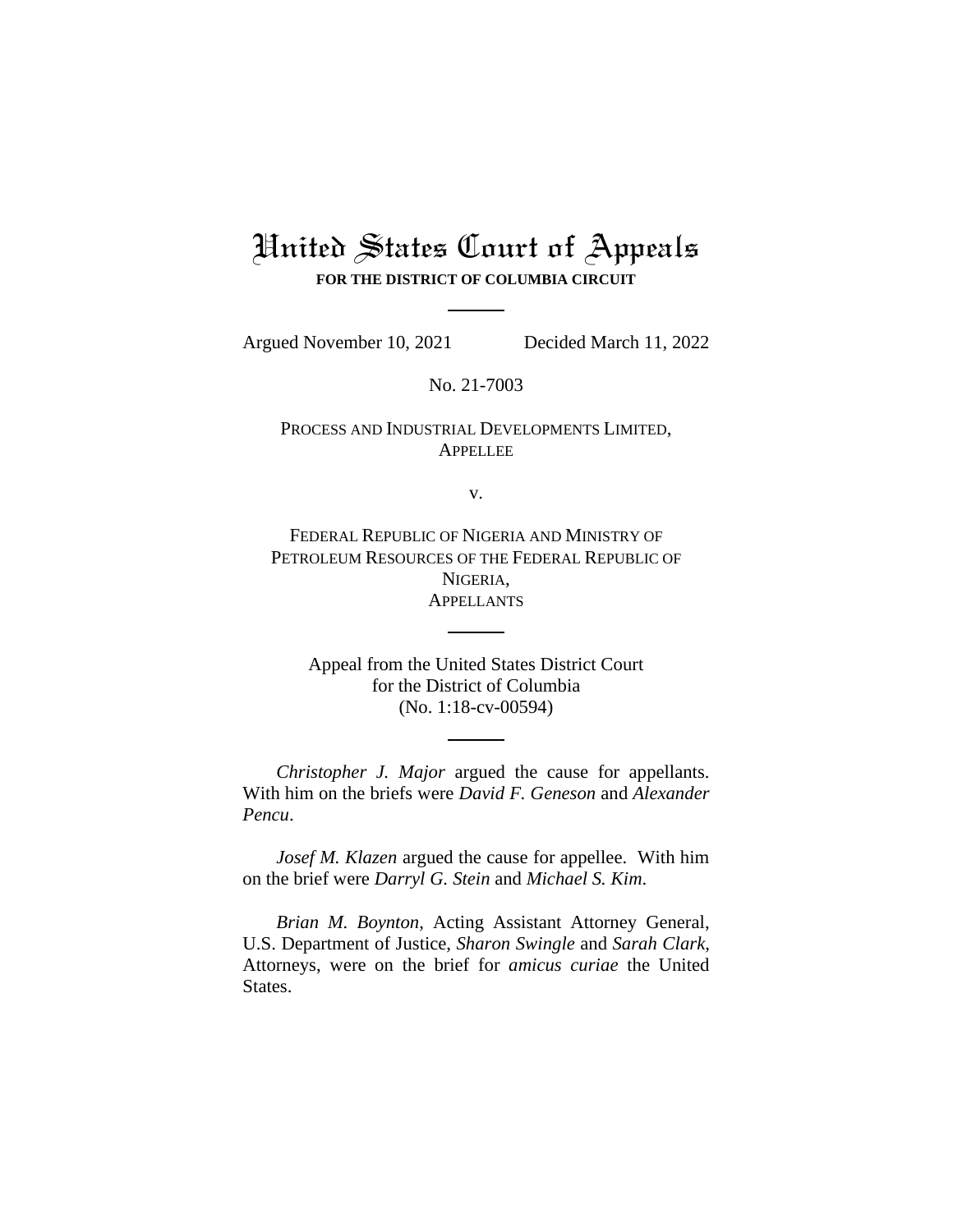# United States Court of Appeals

**FOR THE DISTRICT OF COLUMBIA CIRCUIT**

---

Argued November 10, 2021 Decided March 11, 2022

No. 21-7003

PROCESS AND INDUSTRIAL DEVELOPMENTS LIMITED,
APPELLEE

v.

FEDERAL REPUBLIC OF NIGERIA AND MINISTRY OF PETROLEUM RESOURCES OF THE FEDERAL REPUBLIC OF NIGERIA,
APPELLANTS

---

Appeal from the United States District Court
for the District of Columbia
(No. 1:18-cv-00594)

---

*Christopher J. Major* argued the cause for appellants. With him on the briefs were *David F. Geneson* and *Alexander Pencu*.

*Josef M. Klazen* argued the cause for appellee. With him on the brief were *Darryl G. Stein* and *Michael S. Kim*.

*Brian M. Boynton*, Acting Assistant Attorney General, U.S. Department of Justice, *Sharon Swingle* and *Sarah Clark*, Attorneys, were on the brief for *amicus curiae* the United States.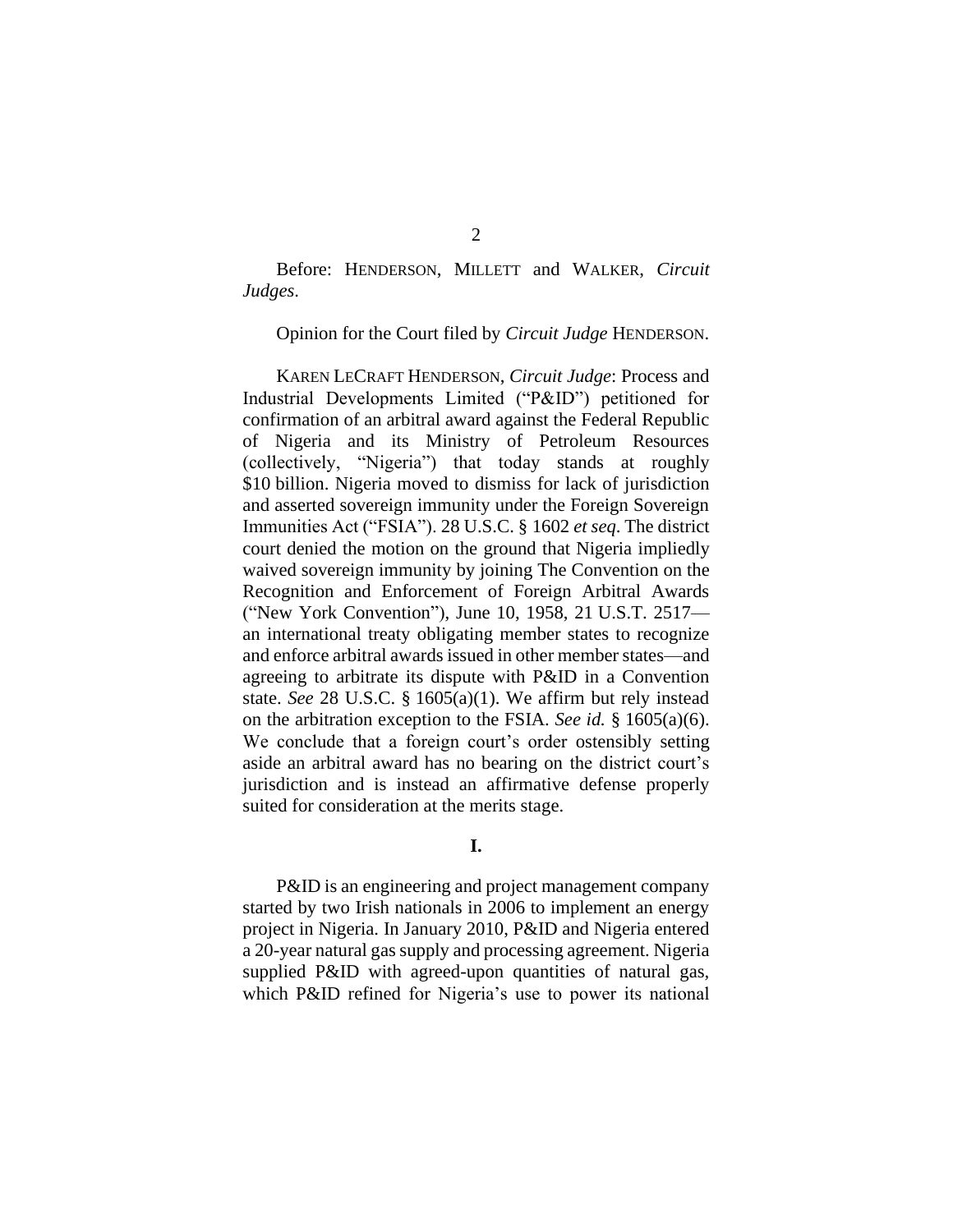Before: HENDERSON, MILLETT and WALKER, *Circuit Judges*.

Opinion for the Court filed by *Circuit Judge* HENDERSON.

KAREN LECRAFT HENDERSON, *Circuit Judge*: Process and Industrial Developments Limited ("P&ID") petitioned for confirmation of an arbitral award against the Federal Republic of Nigeria and its Ministry of Petroleum Resources (collectively, "Nigeria") that today stands at roughly $10 billion. Nigeria moved to dismiss for lack of jurisdiction and asserted sovereign immunity under the Foreign Sovereign Immunities Act ("FSIA"). 28 U.S.C. § 1602 *et seq*. The district court denied the motion on the ground that Nigeria impliedly waived sovereign immunity by joining The Convention on the Recognition and Enforcement of Foreign Arbitral Awards ("New York Convention"), June 10, 1958, 21 U.S.T. 2517—an international treaty obligating member states to recognize and enforce arbitral awards issued in other member states—and agreeing to arbitrate its dispute with P&ID in a Convention state. *See* 28 U.S.C. § 1605(a)(1). We affirm but rely instead on the arbitration exception to the FSIA. *See id.* § 1605(a)(6). We conclude that a foreign court's order ostensibly setting aside an arbitral award has no bearing on the district court's jurisdiction and is instead an affirmative defense properly suited for consideration at the merits stage.

**I.**

P&ID is an engineering and project management company started by two Irish nationals in 2006 to implement an energy project in Nigeria. In January 2010, P&ID and Nigeria entered a 20-year natural gas supply and processing agreement. Nigeria supplied P&ID with agreed-upon quantities of natural gas, which P&ID refined for Nigeria's use to power its national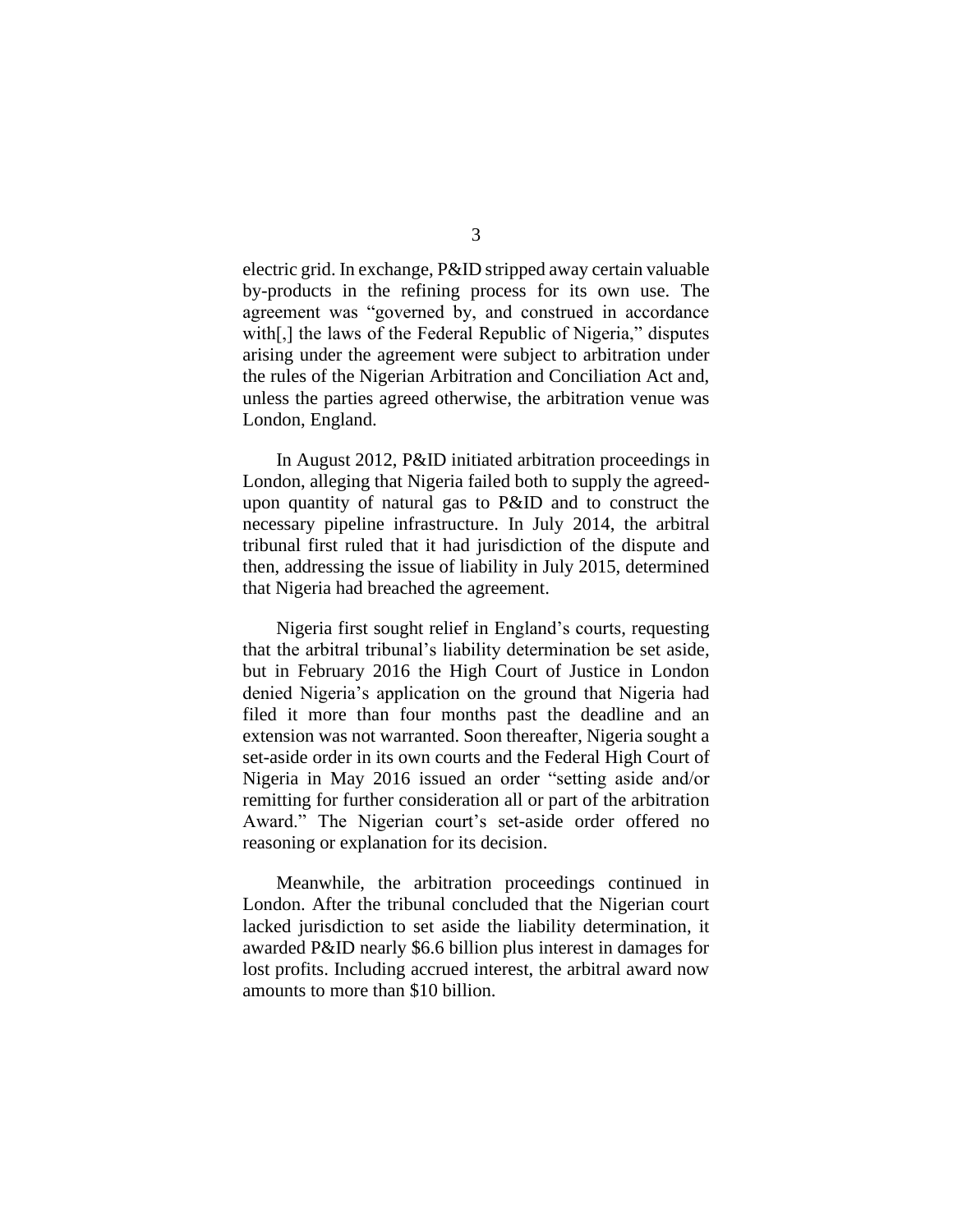electric grid. In exchange, P&ID stripped away certain valuable by-products in the refining process for its own use. The agreement was "governed by, and construed in accordance with[,] the laws of the Federal Republic of Nigeria," disputes arising under the agreement were subject to arbitration under the rules of the Nigerian Arbitration and Conciliation Act and, unless the parties agreed otherwise, the arbitration venue was London, England.

In August 2012, P&ID initiated arbitration proceedings in London, alleging that Nigeria failed both to supply the agreed-upon quantity of natural gas to P&ID and to construct the necessary pipeline infrastructure. In July 2014, the arbitral tribunal first ruled that it had jurisdiction of the dispute and then, addressing the issue of liability in July 2015, determined that Nigeria had breached the agreement.

Nigeria first sought relief in England's courts, requesting that the arbitral tribunal's liability determination be set aside, but in February 2016 the High Court of Justice in London denied Nigeria's application on the ground that Nigeria had filed it more than four months past the deadline and an extension was not warranted. Soon thereafter, Nigeria sought a set-aside order in its own courts and the Federal High Court of Nigeria in May 2016 issued an order "setting aside and/or remitting for further consideration all or part of the arbitration Award." The Nigerian court's set-aside order offered no reasoning or explanation for its decision.

Meanwhile, the arbitration proceedings continued in London. After the tribunal concluded that the Nigerian court lacked jurisdiction to set aside the liability determination, it awarded P&ID nearly $6.6 billion plus interest in damages for lost profits. Including accrued interest, the arbitral award now amounts to more than $10 billion.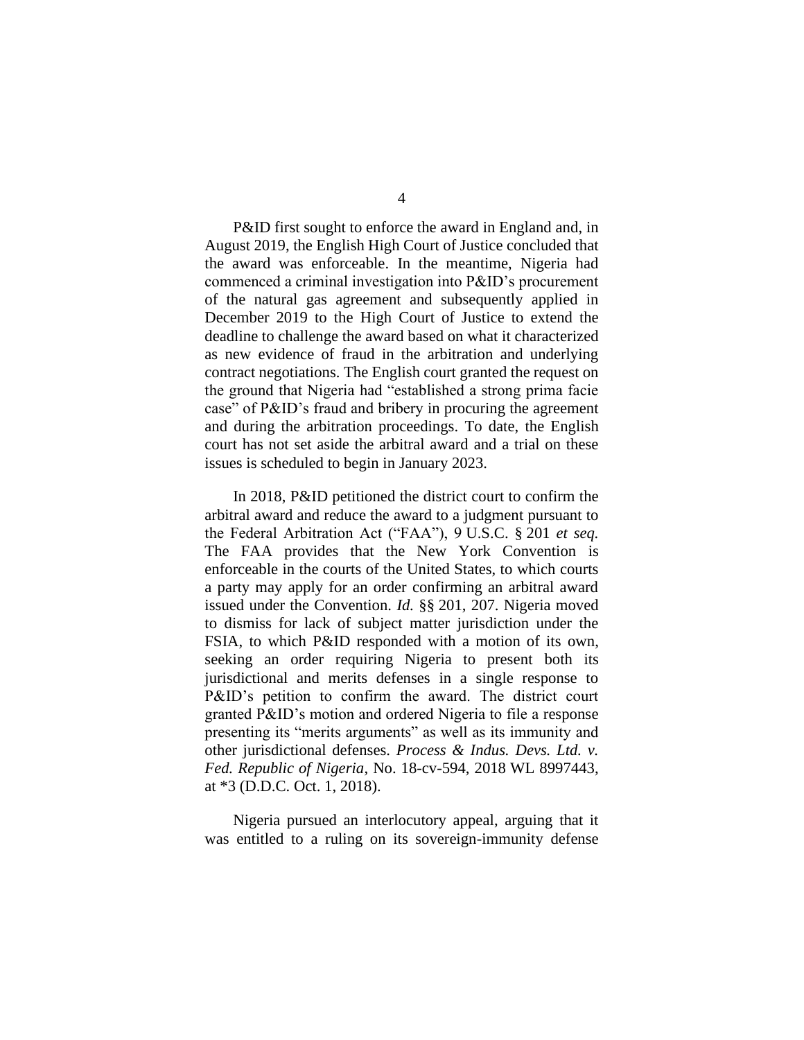P&ID first sought to enforce the award in England and, in August 2019, the English High Court of Justice concluded that the award was enforceable. In the meantime, Nigeria had commenced a criminal investigation into P&ID's procurement of the natural gas agreement and subsequently applied in December 2019 to the High Court of Justice to extend the deadline to challenge the award based on what it characterized as new evidence of fraud in the arbitration and underlying contract negotiations. The English court granted the request on the ground that Nigeria had "established a strong prima facie case" of P&ID's fraud and bribery in procuring the agreement and during the arbitration proceedings. To date, the English court has not set aside the arbitral award and a trial on these issues is scheduled to begin in January 2023.

In 2018, P&ID petitioned the district court to confirm the arbitral award and reduce the award to a judgment pursuant to the Federal Arbitration Act ("FAA"), 9 U.S.C. § 201 *et seq.* The FAA provides that the New York Convention is enforceable in the courts of the United States, to which courts a party may apply for an order confirming an arbitral award issued under the Convention. *Id.* §§ 201, 207. Nigeria moved to dismiss for lack of subject matter jurisdiction under the FSIA, to which P&ID responded with a motion of its own, seeking an order requiring Nigeria to present both its jurisdictional and merits defenses in a single response to P&ID's petition to confirm the award. The district court granted P&ID's motion and ordered Nigeria to file a response presenting its "merits arguments" as well as its immunity and other jurisdictional defenses. *Process & Indus. Devs. Ltd. v. Fed. Republic of Nigeria*, No. 18-cv-594, 2018 WL 8997443, at *3 (D.D.C. Oct. 1, 2018).

Nigeria pursued an interlocutory appeal, arguing that it was entitled to a ruling on its sovereign-immunity defense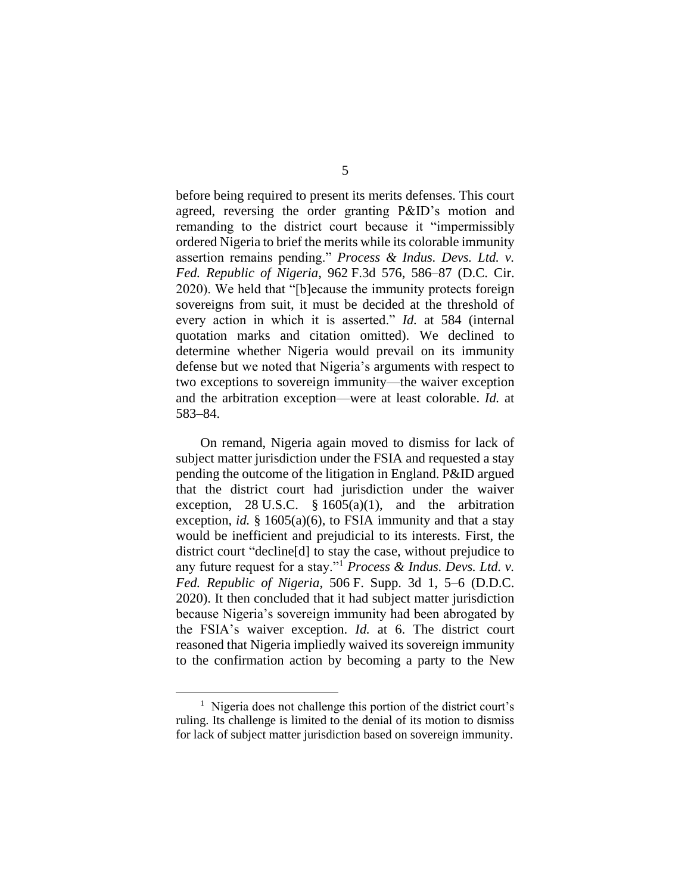before being required to present its merits defenses. This court agreed, reversing the order granting P&ID's motion and remanding to the district court because it "impermissibly ordered Nigeria to brief the merits while its colorable immunity assertion remains pending." *Process & Indus. Devs. Ltd. v. Fed. Republic of Nigeria*, 962 F.3d 576, 586–87 (D.C. Cir. 2020). We held that "[b]ecause the immunity protects foreign sovereigns from suit, it must be decided at the threshold of every action in which it is asserted." *Id.* at 584 (internal quotation marks and citation omitted). We declined to determine whether Nigeria would prevail on its immunity defense but we noted that Nigeria's arguments with respect to two exceptions to sovereign immunity—the waiver exception and the arbitration exception—were at least colorable. *Id.* at 583–84.

On remand, Nigeria again moved to dismiss for lack of subject matter jurisdiction under the FSIA and requested a stay pending the outcome of the litigation in England. P&ID argued that the district court had jurisdiction under the waiver exception, 28 U.S.C. § 1605(a)(1), and the arbitration exception, *id.* § 1605(a)(6), to FSIA immunity and that a stay would be inefficient and prejudicial to its interests. First, the district court "decline[d] to stay the case, without prejudice to any future request for a stay."[1] *Process & Indus. Devs. Ltd. v. Fed. Republic of Nigeria*, 506 F. Supp. 3d 1, 5–6 (D.D.C. 2020). It then concluded that it had subject matter jurisdiction because Nigeria's sovereign immunity had been abrogated by the FSIA's waiver exception. *Id.* at 6. The district court reasoned that Nigeria impliedly waived its sovereign immunity to the confirmation action by becoming a party to the New

---

[1] Nigeria does not challenge this portion of the district court's ruling. Its challenge is limited to the denial of its motion to dismiss for lack of subject matter jurisdiction based on sovereign immunity.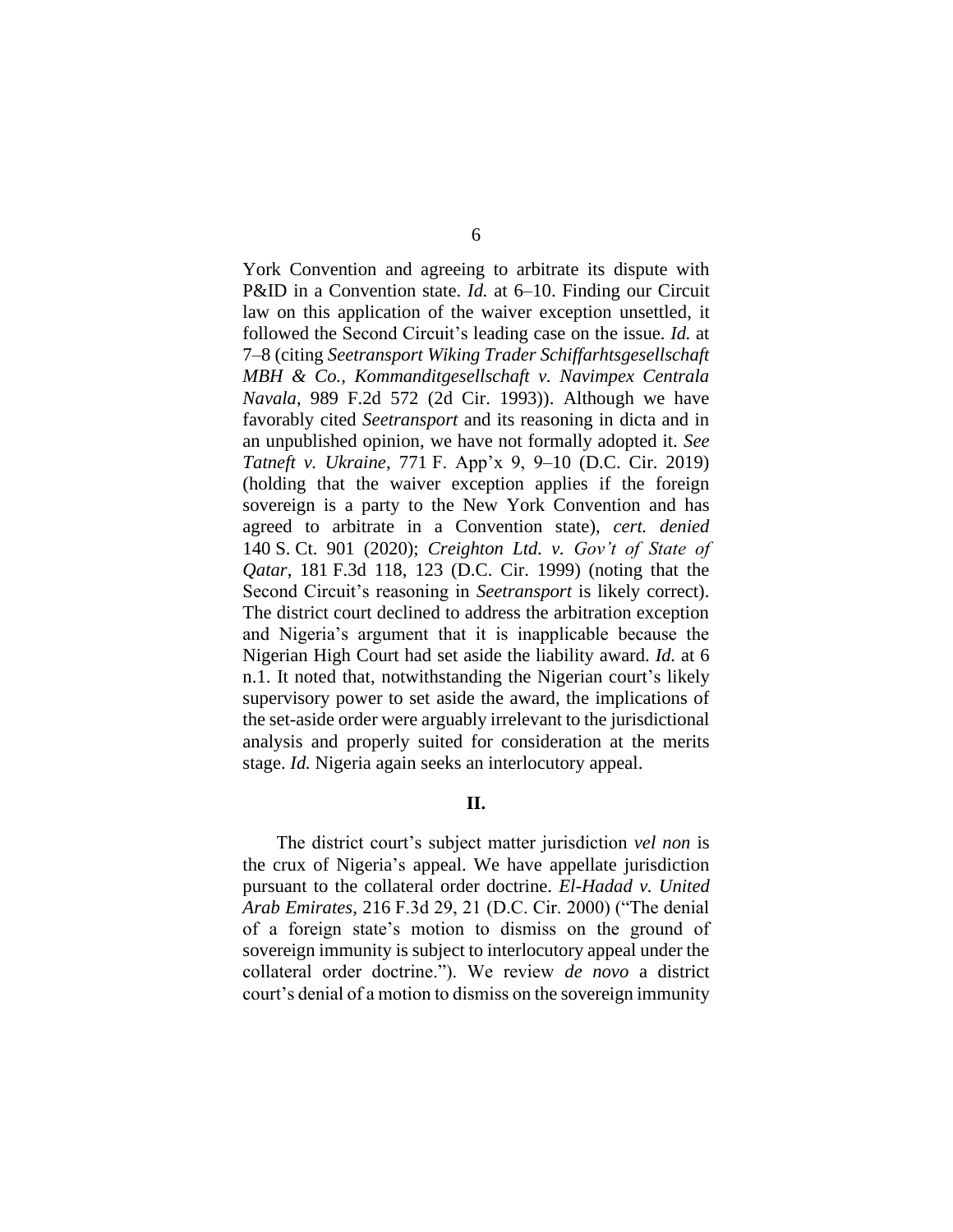York Convention and agreeing to arbitrate its dispute with P&ID in a Convention state. *Id.* at 6–10. Finding our Circuit law on this application of the waiver exception unsettled, it followed the Second Circuit's leading case on the issue. *Id.* at 7–8 (citing *Seetransport Wiking Trader Schiffarhtsgesellschaft MBH & Co., Kommanditgesellschaft v. Navimpex Centrala Navala*, 989 F.2d 572 (2d Cir. 1993)). Although we have favorably cited *Seetransport* and its reasoning in dicta and in an unpublished opinion, we have not formally adopted it. *See Tatneft v. Ukraine*, 771 F. App'x 9, 9–10 (D.C. Cir. 2019) (holding that the waiver exception applies if the foreign sovereign is a party to the New York Convention and has agreed to arbitrate in a Convention state), *cert. denied* 140 S. Ct. 901 (2020); *Creighton Ltd. v. Gov't of State of Qatar*, 181 F.3d 118, 123 (D.C. Cir. 1999) (noting that the Second Circuit's reasoning in *Seetransport* is likely correct). The district court declined to address the arbitration exception and Nigeria's argument that it is inapplicable because the Nigerian High Court had set aside the liability award. *Id.* at 6 n.1. It noted that, notwithstanding the Nigerian court's likely supervisory power to set aside the award, the implications of the set-aside order were arguably irrelevant to the jurisdictional analysis and properly suited for consideration at the merits stage. *Id.* Nigeria again seeks an interlocutory appeal.

## II.

The district court's subject matter jurisdiction *vel non* is the crux of Nigeria's appeal. We have appellate jurisdiction pursuant to the collateral order doctrine. *El-Hadad v. United Arab Emirates*, 216 F.3d 29, 21 (D.C. Cir. 2000) ("The denial of a foreign state's motion to dismiss on the ground of sovereign immunity is subject to interlocutory appeal under the collateral order doctrine."). We review *de novo* a district court's denial of a motion to dismiss on the sovereign immunity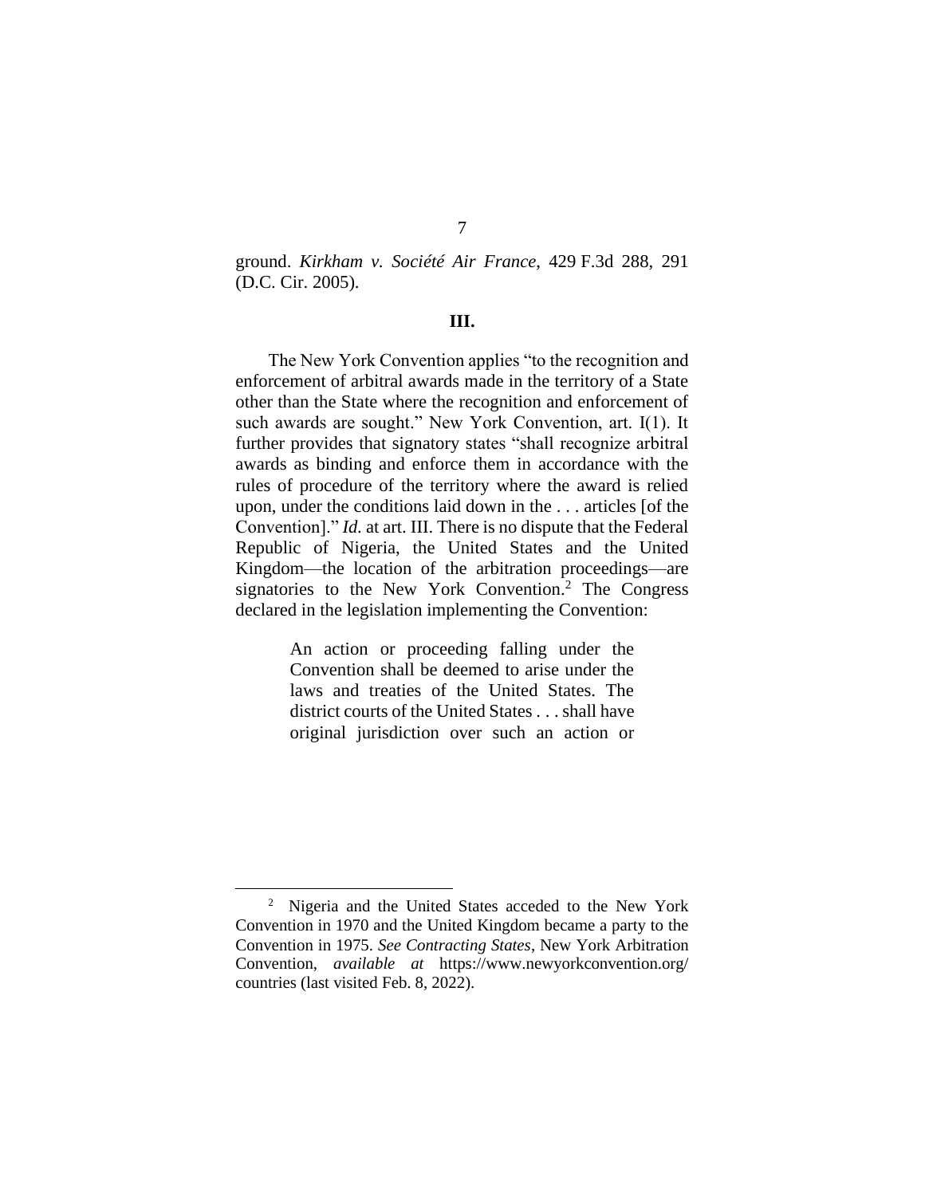ground. *Kirkham v. Société Air France*, 429 F.3d 288, 291 (D.C. Cir. 2005).

## III.

The New York Convention applies "to the recognition and enforcement of arbitral awards made in the territory of a State other than the State where the recognition and enforcement of such awards are sought." New York Convention, art. I(1). It further provides that signatory states "shall recognize arbitral awards as binding and enforce them in accordance with the rules of procedure of the territory where the award is relied upon, under the conditions laid down in the . . . articles [of the Convention]." *Id.* at art. III. There is no dispute that the Federal Republic of Nigeria, the United States and the United Kingdom—the location of the arbitration proceedings—are signatories to the New York Convention.[2] The Congress declared in the legislation implementing the Convention:

> An action or proceeding falling under the Convention shall be deemed to arise under the laws and treaties of the United States. The district courts of the United States . . . shall have original jurisdiction over such an action or

[2] Nigeria and the United States acceded to the New York Convention in 1970 and the United Kingdom became a party to the Convention in 1975. *See Contracting States*, New York Arbitration Convention, *available at* https://www.newyorkconvention.org/countries (last visited Feb. 8, 2022).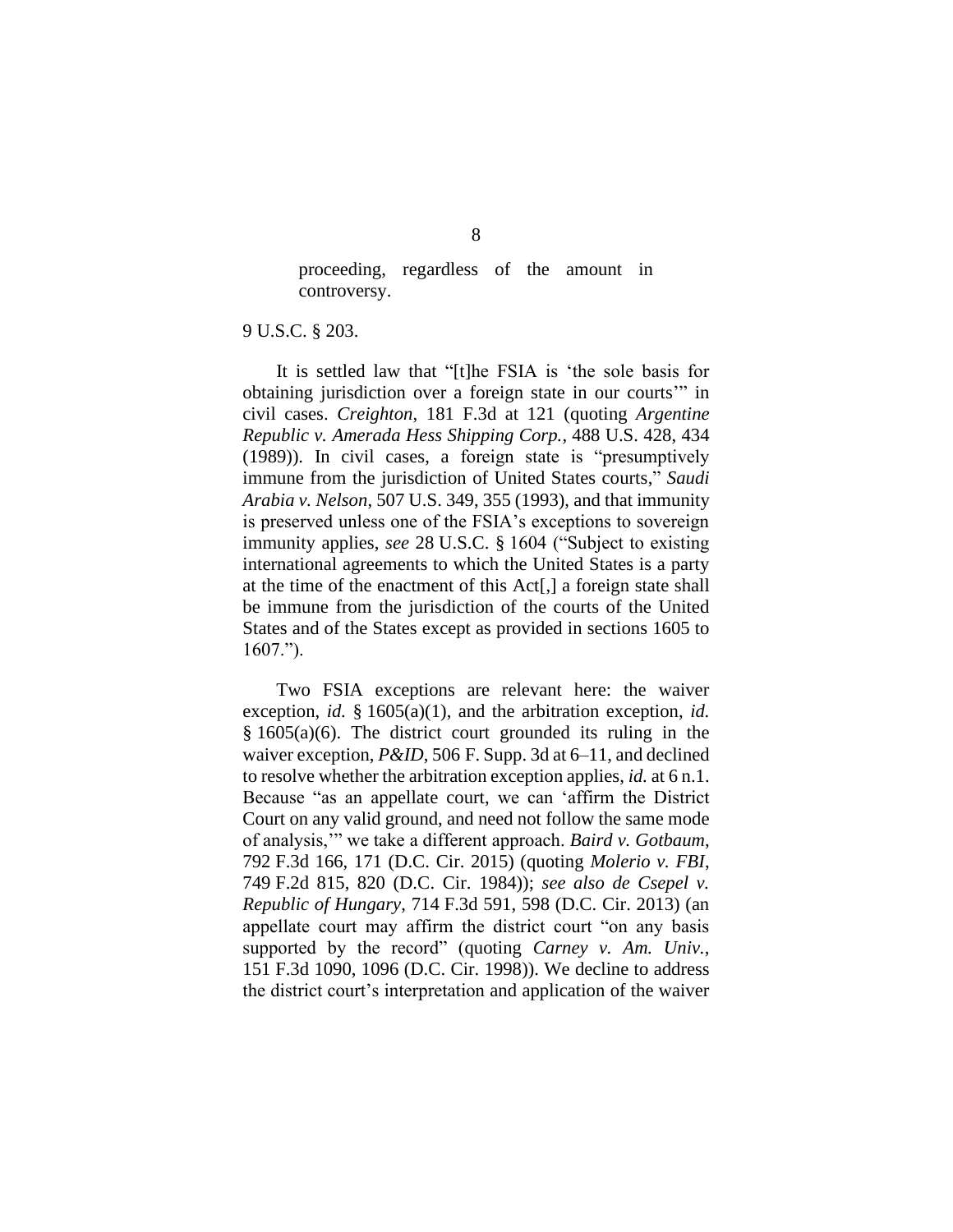> proceeding, regardless of the amount in controversy.

9 U.S.C. § 203.

It is settled law that "[t]he FSIA is 'the sole basis for obtaining jurisdiction over a foreign state in our courts'" in civil cases. *Creighton*, 181 F.3d at 121 (quoting *Argentine Republic v. Amerada Hess Shipping Corp.*, 488 U.S. 428, 434 (1989)). In civil cases, a foreign state is "presumptively immune from the jurisdiction of United States courts," *Saudi Arabia v. Nelson*, 507 U.S. 349, 355 (1993), and that immunity is preserved unless one of the FSIA's exceptions to sovereign immunity applies, *see* 28 U.S.C. § 1604 ("Subject to existing international agreements to which the United States is a party at the time of the enactment of this Act[,] a foreign state shall be immune from the jurisdiction of the courts of the United States and of the States except as provided in sections 1605 to 1607.").

Two FSIA exceptions are relevant here: the waiver exception, *id.* § 1605(a)(1), and the arbitration exception, *id.* § 1605(a)(6). The district court grounded its ruling in the waiver exception, *P&ID*, 506 F. Supp. 3d at 6–11, and declined to resolve whether the arbitration exception applies, *id.* at 6 n.1. Because "as an appellate court, we can 'affirm the District Court on any valid ground, and need not follow the same mode of analysis,'" we take a different approach. *Baird v. Gotbaum*, 792 F.3d 166, 171 (D.C. Cir. 2015) (quoting *Molerio v. FBI*, 749 F.2d 815, 820 (D.C. Cir. 1984)); *see also de Csepel v. Republic of Hungary*, 714 F.3d 591, 598 (D.C. Cir. 2013) (an appellate court may affirm the district court "on any basis supported by the record" (quoting *Carney v. Am. Univ.*, 151 F.3d 1090, 1096 (D.C. Cir. 1998)). We decline to address the district court's interpretation and application of the waiver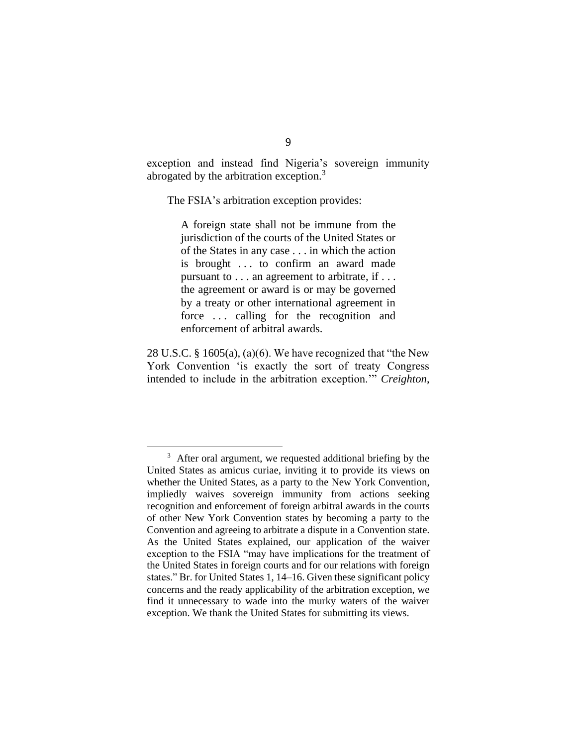exception and instead find Nigeria's sovereign immunity abrogated by the arbitration exception.[3]

The FSIA's arbitration exception provides:

> A foreign state shall not be immune from the jurisdiction of the courts of the United States or of the States in any case . . . in which the action is brought . . . to confirm an award made pursuant to . . . an agreement to arbitrate, if . . . the agreement or award is or may be governed by a treaty or other international agreement in force . . . calling for the recognition and enforcement of arbitral awards.

28 U.S.C. § 1605(a), (a)(6). We have recognized that "the New York Convention 'is exactly the sort of treaty Congress intended to include in the arbitration exception.'" *Creighton*,

---

[3] After oral argument, we requested additional briefing by the United States as amicus curiae, inviting it to provide its views on whether the United States, as a party to the New York Convention, impliedly waives sovereign immunity from actions seeking recognition and enforcement of foreign arbitral awards in the courts of other New York Convention states by becoming a party to the Convention and agreeing to arbitrate a dispute in a Convention state. As the United States explained, our application of the waiver exception to the FSIA "may have implications for the treatment of the United States in foreign courts and for our relations with foreign states." Br. for United States 1, 14–16. Given these significant policy concerns and the ready applicability of the arbitration exception, we find it unnecessary to wade into the murky waters of the waiver exception. We thank the United States for submitting its views.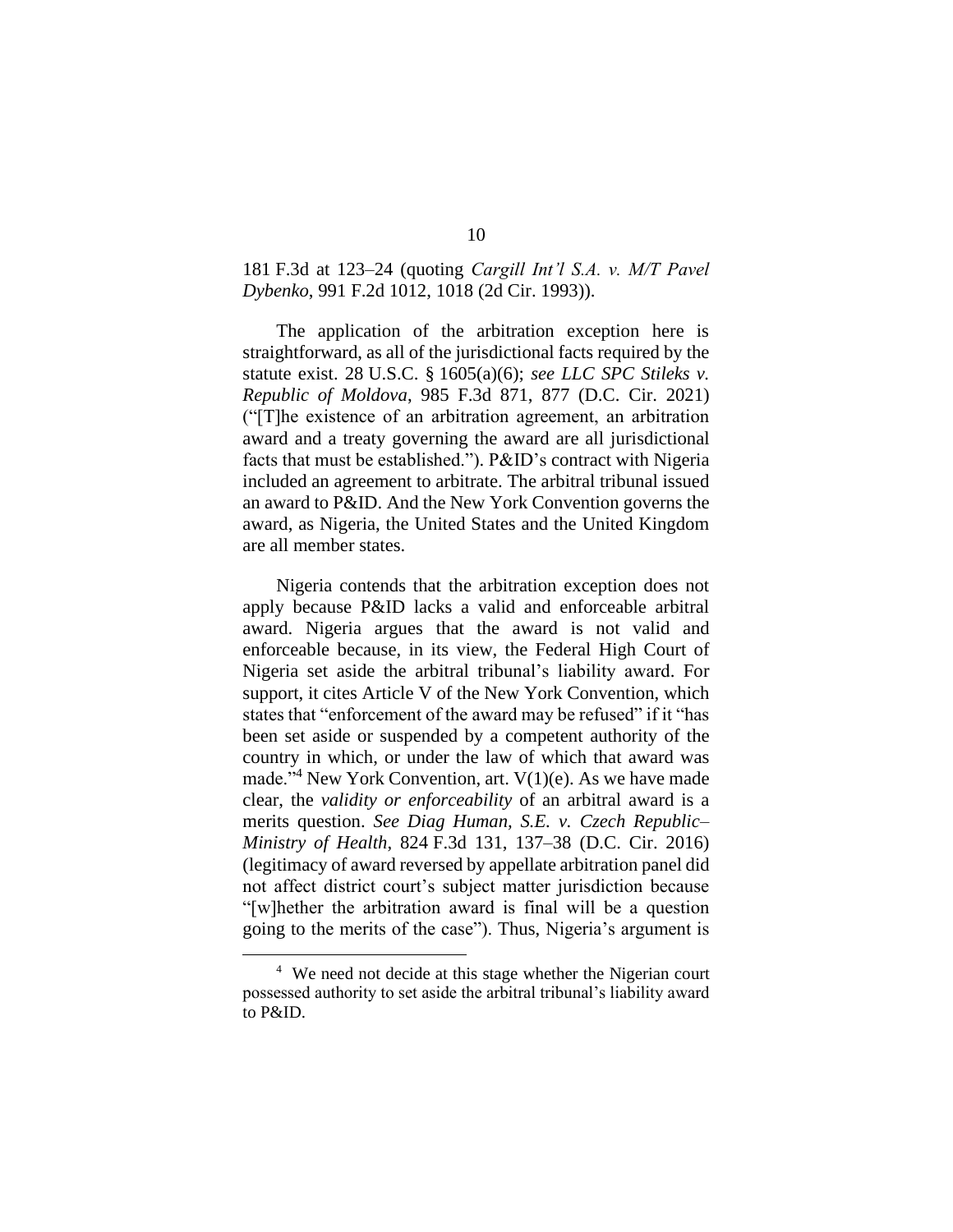181 F.3d at 123–24 (quoting *Cargill Int'l S.A. v. M/T Pavel Dybenko*, 991 F.2d 1012, 1018 (2d Cir. 1993)).

The application of the arbitration exception here is straightforward, as all of the jurisdictional facts required by the statute exist. 28 U.S.C. § 1605(a)(6); *see LLC SPC Stileks v. Republic of Moldova*, 985 F.3d 871, 877 (D.C. Cir. 2021) ("[T]he existence of an arbitration agreement, an arbitration award and a treaty governing the award are all jurisdictional facts that must be established."). P&ID's contract with Nigeria included an agreement to arbitrate. The arbitral tribunal issued an award to P&ID. And the New York Convention governs the award, as Nigeria, the United States and the United Kingdom are all member states.

Nigeria contends that the arbitration exception does not apply because P&ID lacks a valid and enforceable arbitral award. Nigeria argues that the award is not valid and enforceable because, in its view, the Federal High Court of Nigeria set aside the arbitral tribunal's liability award. For support, it cites Article V of the New York Convention, which states that "enforcement of the award may be refused" if it "has been set aside or suspended by a competent authority of the country in which, or under the law of which that award was made."[4] New York Convention, art. V(1)(e). As we have made clear, the *validity or enforceability* of an arbitral award is a merits question. *See Diag Human, S.E. v. Czech Republic–Ministry of Health*, 824 F.3d 131, 137–38 (D.C. Cir. 2016) (legitimacy of award reversed by appellate arbitration panel did not affect district court's subject matter jurisdiction because "[w]hether the arbitration award is final will be a question going to the merits of the case"). Thus, Nigeria's argument is

[4] We need not decide at this stage whether the Nigerian court possessed authority to set aside the arbitral tribunal's liability award to P&ID.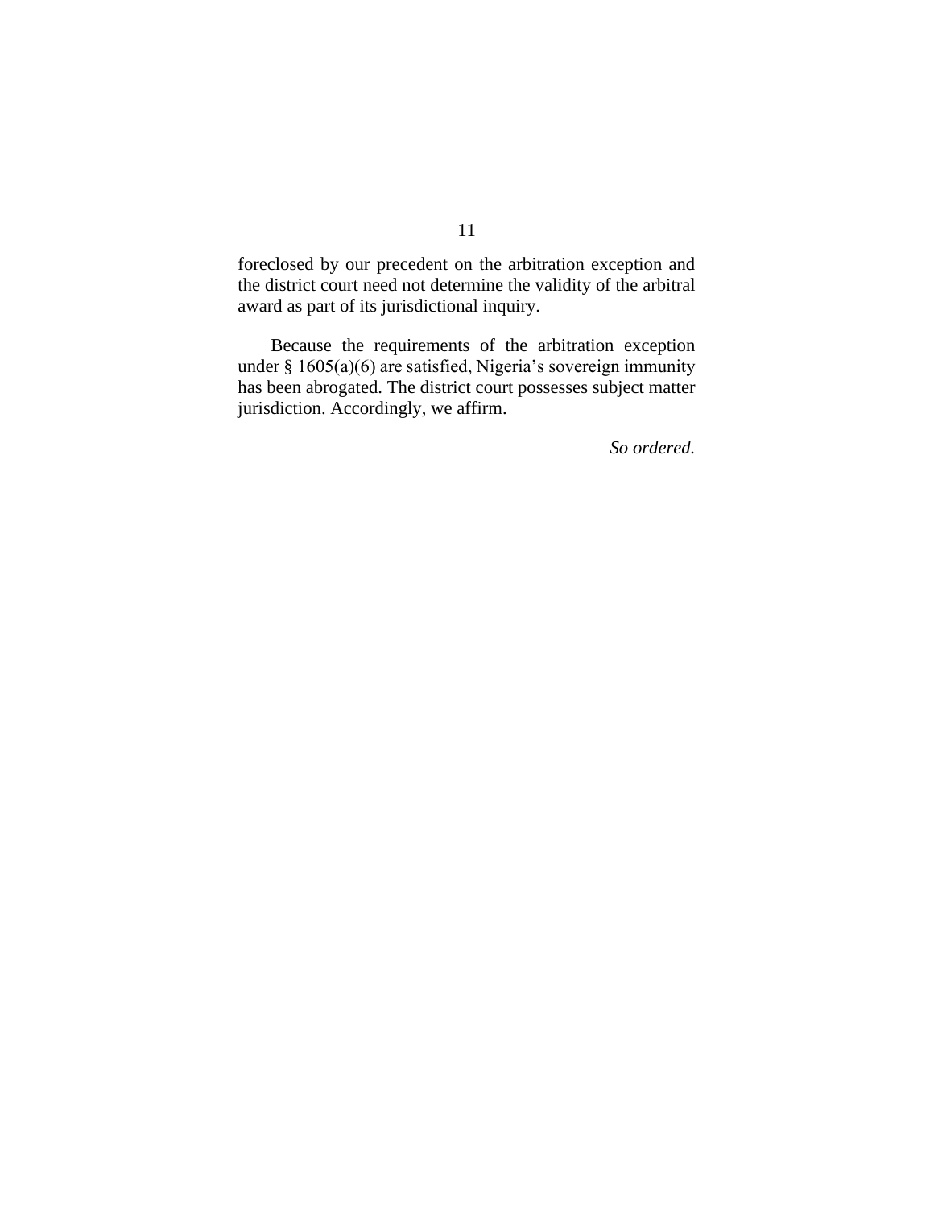foreclosed by our precedent on the arbitration exception and the district court need not determine the validity of the arbitral award as part of its jurisdictional inquiry.

Because the requirements of the arbitration exception under § 1605(a)(6) are satisfied, Nigeria's sovereign immunity has been abrogated. The district court possesses subject matter jurisdiction. Accordingly, we affirm.

*So ordered.*